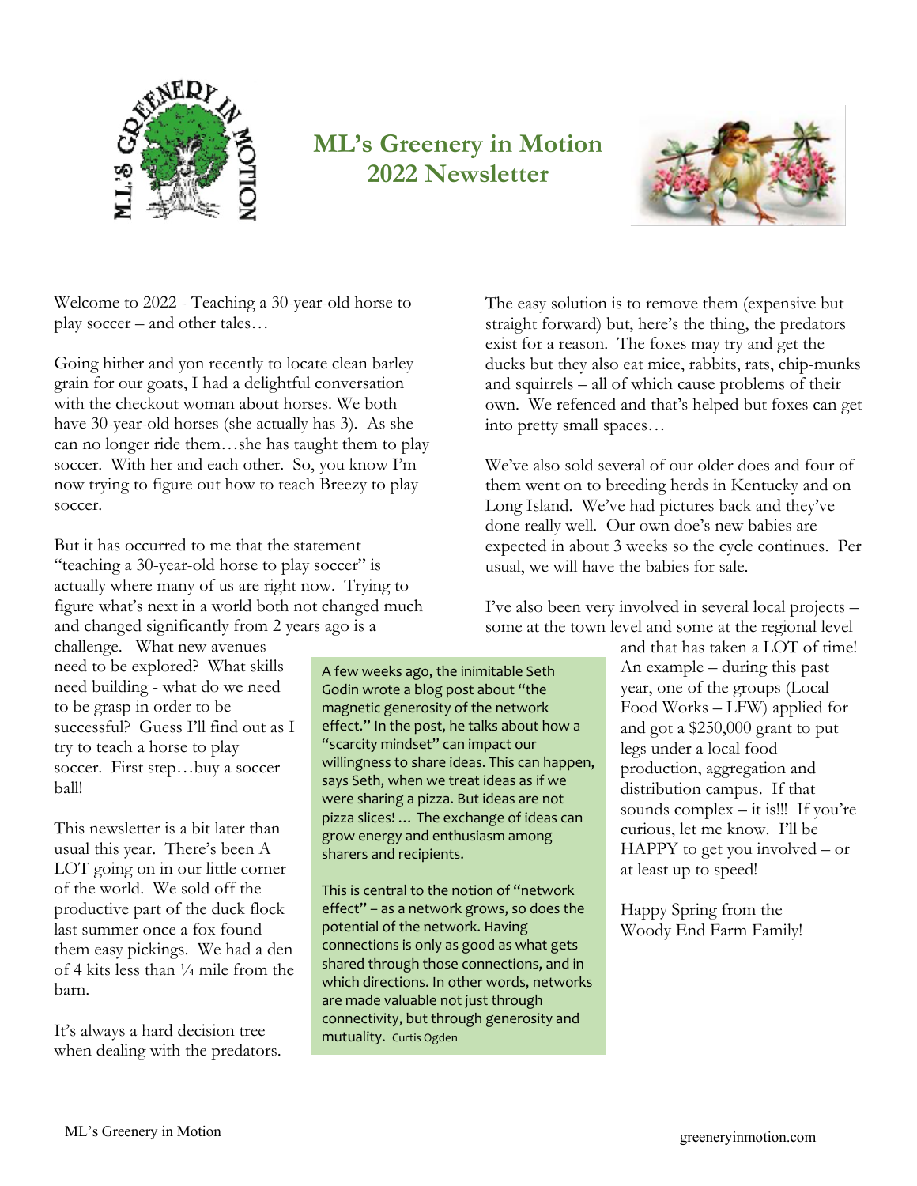# ML's Greenery in Motion 2022 Newsletter

Welcome to 2022 - Teaching a 30-year-old horse to play soccer – and other tales…

Going hither and yon recently to locate clean barley grain for our goats, I had a delightful conversation with the checkout woman about horses. We both have 30-year-old horses (she actually has 3). As she can no longer ride them…she has taught them to play soccer. With her and each other. So, you know I'm now trying to figure out how to teach Breezy to play soccer.

But it has occurred to me that the statement "teaching a 30-year-old horse to play soccer" is actually where many of us are right now. Trying to figure what's next in a world both not changed much and changed significantly from 2 years ago is a challenge. What new avenues need to be explored? What skills need building - what do we need to be grasp in order to be successful? Guess I'll find out as I try to teach a horse to play soccer. First step…buy a soccer ball!

This newsletter is a bit later than usual this year. There's been A LOT going on in our little corner of the world. We sold off the productive part of the duck flock last summer once a fox found them easy pickings. We had a den of 4 kits less than ¼ mile from the barn.

It's always a hard decision tree when dealing with the predators. The easy solution is to remove them (expensive but straight forward) but, here's the thing, the predators exist for a reason. The foxes may try and get the ducks but they also eat mice, rabbits, rats, chip-munks and squirrels – all of which cause problems of their own. We refenced and that's helped but foxes can get into pretty small spaces…

We've also sold several of our older does and four of them went on to breeding herds in Kentucky and on Long Island. We've had pictures back and they've done really well. Our own doe's new babies are expected in about 3 weeks so the cycle continues. Per usual, we will have the babies for sale.

I've also been very involved in several local projects – some at the town level and some at the regional level and that has taken a LOT of time! An example – during this past year, one of the groups (Local Food Works – LFW) applied for and got a $250,000 grant to put legs under a local food production, aggregation and distribution campus. If that sounds complex – it is!!! If you're curious, let me know. I'll be HAPPY to get you involved – or at least up to speed!

Happy Spring from the Woody End Farm Family!

> A few weeks ago, the inimitable Seth Godin wrote a blog post about "the magnetic generosity of the network effect." In the post, he talks about how a "scarcity mindset" can impact our willingness to share ideas. This can happen, says Seth, when we treat ideas as if we were sharing a pizza. But ideas are not pizza slices! … The exchange of ideas can grow energy and enthusiasm among sharers and recipients.
>
> This is central to the notion of "network effect" – as a network grows, so does the potential of the network. Having connections is only as good as what gets shared through those connections, and in which directions. In other words, networks are made valuable not just through connectivity, but through generosity and mutuality. Curtis Ogden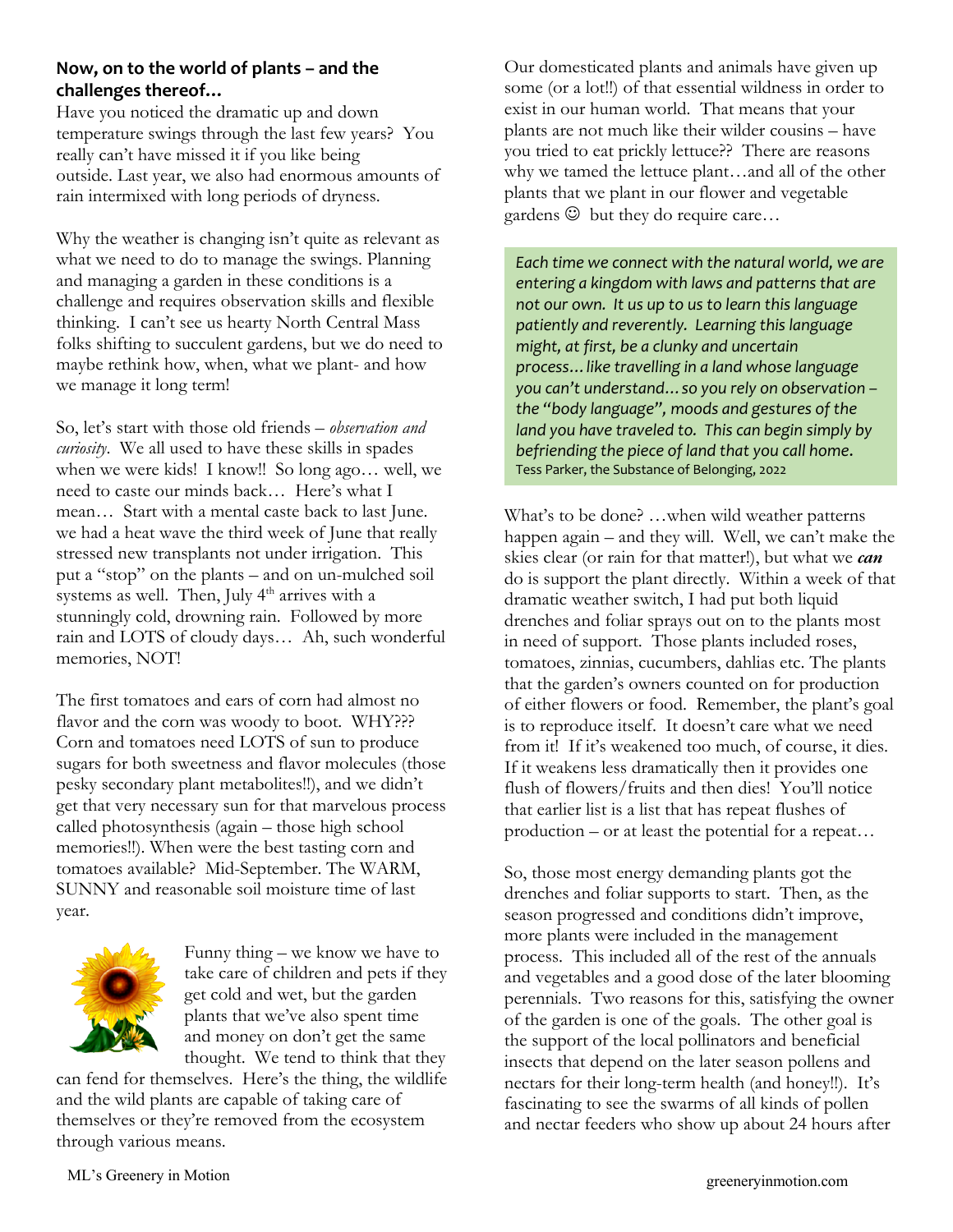### Now, on to the world of plants – and the challenges thereof…

Have you noticed the dramatic up and down temperature swings through the last few years? You really can't have missed it if you like being outside. Last year, we also had enormous amounts of rain intermixed with long periods of dryness.

Why the weather is changing isn't quite as relevant as what we need to do to manage the swings. Planning and managing a garden in these conditions is a challenge and requires observation skills and flexible thinking. I can't see us hearty North Central Mass folks shifting to succulent gardens, but we do need to maybe rethink how, when, what we plant- and how we manage it long term!

So, let's start with those old friends – *observation and curiosity*. We all used to have these skills in spades when we were kids! I know!! So long ago… well, we need to caste our minds back… Here's what I mean… Start with a mental caste back to last June. we had a heat wave the third week of June that really stressed new transplants not under irrigation. This put a "stop" on the plants – and on un-mulched soil systems as well. Then, July 4th arrives with a stunningly cold, drowning rain. Followed by more rain and LOTS of cloudy days… Ah, such wonderful memories, NOT!

The first tomatoes and ears of corn had almost no flavor and the corn was woody to boot. WHY??? Corn and tomatoes need LOTS of sun to produce sugars for both sweetness and flavor molecules (those pesky secondary plant metabolites!!), and we didn't get that very necessary sun for that marvelous process called photosynthesis (again – those high school memories!!). When were the best tasting corn and tomatoes available? Mid-September. The WARM, SUNNY and reasonable soil moisture time of last year.

Funny thing – we know we have to take care of children and pets if they get cold and wet, but the garden plants that we've also spent time and money on don't get the same thought. We tend to think that they can fend for themselves. Here's the thing, the wildlife and the wild plants are capable of taking care of themselves or they're removed from the ecosystem through various means.

Our domesticated plants and animals have given up some (or a lot!!) of that essential wildness in order to exist in our human world. That means that your plants are not much like their wilder cousins – have you tried to eat prickly lettuce?? There are reasons why we tamed the lettuce plant…and all of the other plants that we plant in our flower and vegetable gardens ☺ but they do require care…

> *Each time we connect with the natural world, we are entering a kingdom with laws and patterns that are not our own. It us up to us to learn this language patiently and reverently. Learning this language might, at first, be a clunky and uncertain process…like travelling in a land whose language you can't understand…so you rely on observation – the "body language", moods and gestures of the land you have traveled to. This can begin simply by befriending the piece of land that you call home.*
> Tess Parker, the Substance of Belonging, 2022

What's to be done? …when wild weather patterns happen again – and they will. Well, we can't make the skies clear (or rain for that matter!), but what we ***can*** do is support the plant directly. Within a week of that dramatic weather switch, I had put both liquid drenches and foliar sprays out on to the plants most in need of support. Those plants included roses, tomatoes, zinnias, cucumbers, dahlias etc. The plants that the garden's owners counted on for production of either flowers or food. Remember, the plant's goal is to reproduce itself. It doesn't care what we need from it! If it's weakened too much, of course, it dies. If it weakens less dramatically then it provides one flush of flowers/fruits and then dies! You'll notice that earlier list is a list that has repeat flushes of production – or at least the potential for a repeat…

So, those most energy demanding plants got the drenches and foliar supports to start. Then, as the season progressed and conditions didn't improve, more plants were included in the management process. This included all of the rest of the annuals and vegetables and a good dose of the later blooming perennials. Two reasons for this, satisfying the owner of the garden is one of the goals. The other goal is the support of the local pollinators and beneficial insects that depend on the later season pollens and nectars for their long-term health (and honey!!). It's fascinating to see the swarms of all kinds of pollen and nectar feeders who show up about 24 hours after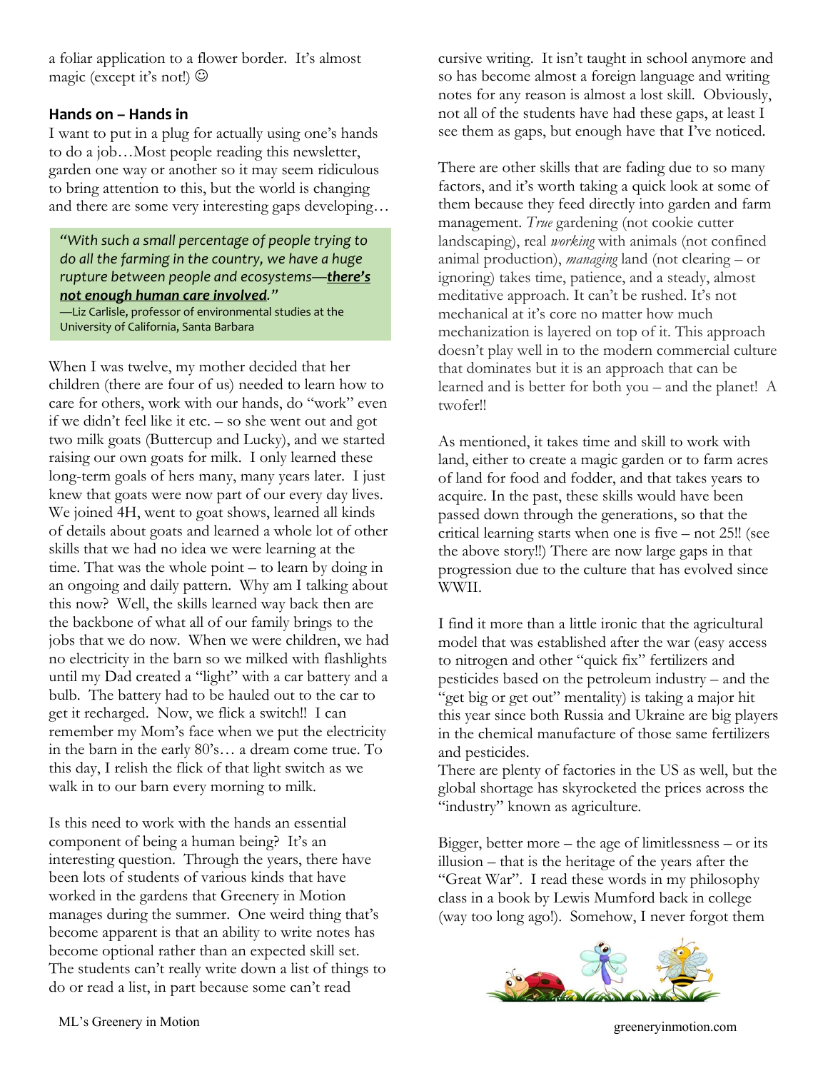a foliar application to a flower border. It's almost magic (except it's not!) ☺

## Hands on – Hands in

I want to put in a plug for actually using one's hands to do a job…Most people reading this newsletter, garden one way or another so it may seem ridiculous to bring attention to this, but the world is changing and there are some very interesting gaps developing…

> *"With such a small percentage of people trying to do all the farming in the country, we have a huge rupture between people and ecosystems—**there's not enough human care involved**."*
>
> —Liz Carlisle, professor of environmental studies at the University of California, Santa Barbara

When I was twelve, my mother decided that her children (there are four of us) needed to learn how to care for others, work with our hands, do "work" even if we didn't feel like it etc. – so she went out and got two milk goats (Buttercup and Lucky), and we started raising our own goats for milk. I only learned these long-term goals of hers many, many years later. I just knew that goats were now part of our every day lives. We joined 4H, went to goat shows, learned all kinds of details about goats and learned a whole lot of other skills that we had no idea we were learning at the time. That was the whole point – to learn by doing in an ongoing and daily pattern. Why am I talking about this now? Well, the skills learned way back then are the backbone of what all of our family brings to the jobs that we do now. When we were children, we had no electricity in the barn so we milked with flashlights until my Dad created a "light" with a car battery and a bulb. The battery had to be hauled out to the car to get it recharged. Now, we flick a switch!! I can remember my Mom's face when we put the electricity in the barn in the early 80's… a dream come true. To this day, I relish the flick of that light switch as we walk in to our barn every morning to milk.

Is this need to work with the hands an essential component of being a human being? It's an interesting question. Through the years, there have been lots of students of various kinds that have worked in the gardens that Greenery in Motion manages during the summer. One weird thing that's become apparent is that an ability to write notes has become optional rather than an expected skill set. The students can't really write down a list of things to do or read a list, in part because some can't read cursive writing. It isn't taught in school anymore and so has become almost a foreign language and writing notes for any reason is almost a lost skill. Obviously, not all of the students have had these gaps, at least I see them as gaps, but enough have that I've noticed.

There are other skills that are fading due to so many factors, and it's worth taking a quick look at some of them because they feed directly into garden and farm management. *True* gardening (not cookie cutter landscaping), real *working* with animals (not confined animal production), *managing* land (not clearing – or ignoring) takes time, patience, and a steady, almost meditative approach. It can't be rushed. It's not mechanical at it's core no matter how much mechanization is layered on top of it. This approach doesn't play well in to the modern commercial culture that dominates but it is an approach that can be learned and is better for both you – and the planet! A twofer!!

As mentioned, it takes time and skill to work with land, either to create a magic garden or to farm acres of land for food and fodder, and that takes years to acquire. In the past, these skills would have been passed down through the generations, so that the critical learning starts when one is five – not 25!! (see the above story!!) There are now large gaps in that progression due to the culture that has evolved since WWII.

I find it more than a little ironic that the agricultural model that was established after the war (easy access to nitrogen and other "quick fix" fertilizers and pesticides based on the petroleum industry – and the "get big or get out" mentality) is taking a major hit this year since both Russia and Ukraine are big players in the chemical manufacture of those same fertilizers and pesticides.

There are plenty of factories in the US as well, but the global shortage has skyrocketed the prices across the "industry" known as agriculture.

Bigger, better more – the age of limitlessness – or its illusion – that is the heritage of the years after the "Great War". I read these words in my philosophy class in a book by Lewis Mumford back in college (way too long ago!). Somehow, I never forgot them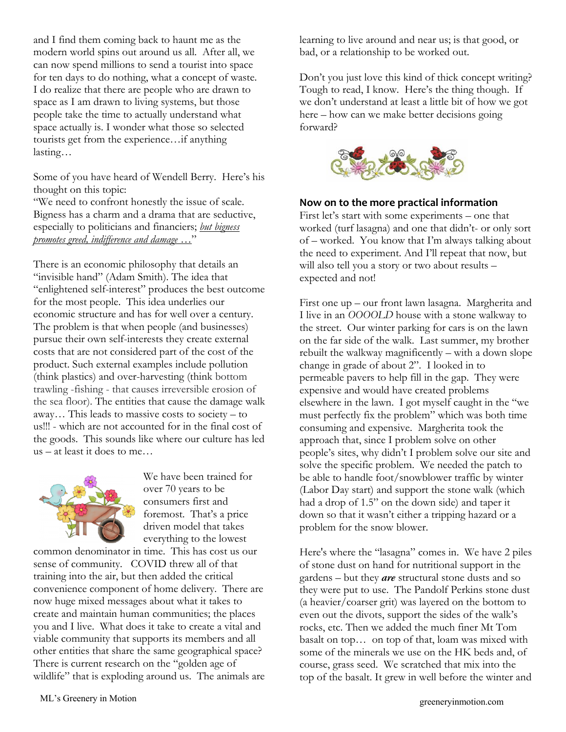and I find them coming back to haunt me as the modern world spins out around us all. After all, we can now spend millions to send a tourist into space for ten days to do nothing, what a concept of waste. I do realize that there are people who are drawn to space as I am drawn to living systems, but those people take the time to actually understand what space actually is. I wonder what those so selected tourists get from the experience…if anything lasting…

Some of you have heard of Wendell Berry. Here's his thought on this topic:
"We need to confront honestly the issue of scale. Bigness has a charm and a drama that are seductive, especially to politicians and financiers; *but bigness promotes greed, indifference and damage …*"

There is an economic philosophy that details an "invisible hand" (Adam Smith). The idea that "enlightened self-interest" produces the best outcome for the most people. This idea underlies our economic structure and has for well over a century. The problem is that when people (and businesses) pursue their own self-interests they create external costs that are not considered part of the cost of the product. Such external examples include pollution (think plastics) and over-harvesting (think bottom trawling -fishing - that causes irreversible erosion of the sea floor). The entities that cause the damage walk away… This leads to massive costs to society – to us!!! - which are not accounted for in the final cost of the goods. This sounds like where our culture has led us – at least it does to me…

We have been trained for over 70 years to be consumers first and foremost. That's a price driven model that takes everything to the lowest common denominator in time. This has cost us our sense of community. COVID threw all of that training into the air, but then added the critical convenience component of home delivery. There are now huge mixed messages about what it takes to create and maintain human communities; the places you and I live. What does it take to create a vital and viable community that supports its members and all other entities that share the same geographical space? There is current research on the "golden age of wildlife" that is exploding around us. The animals are learning to live around and near us; is that good, or bad, or a relationship to be worked out.

Don't you just love this kind of thick concept writing? Tough to read, I know. Here's the thing though. If we don't understand at least a little bit of how we got here – how can we make better decisions going forward?

**Now on to the more practical information**

First let's start with some experiments – one that worked (turf lasagna) and one that didn't- or only sort of – worked. You know that I'm always talking about the need to experiment. And I'll repeat that now, but will also tell you a story or two about results – expected and not!

First one up – our front lawn lasagna. Margherita and I live in an *OOOOLD* house with a stone walkway to the street. Our winter parking for cars is on the lawn on the far side of the walk. Last summer, my brother rebuilt the walkway magnificently – with a down slope change in grade of about 2". I looked in to permeable pavers to help fill in the gap. They were expensive and would have created problems elsewhere in the lawn. I got myself caught in the "we must perfectly fix the problem" which was both time consuming and expensive. Margherita took the approach that, since I problem solve on other people's sites, why didn't I problem solve our site and solve the specific problem. We needed the patch to be able to handle foot/snowblower traffic by winter (Labor Day start) and support the stone walk (which had a drop of 1.5" on the down side) and taper it down so that it wasn't either a tripping hazard or a problem for the snow blower.

Here's where the "lasagna" comes in. We have 2 piles of stone dust on hand for nutritional support in the gardens – but they ***are*** structural stone dusts and so they were put to use. The Pandolf Perkins stone dust (a heavier/coarser grit) was layered on the bottom to even out the divots, support the sides of the walk's rocks, etc. Then we added the much finer Mt Tom basalt on top… on top of that, loam was mixed with some of the minerals we use on the HK beds and, of course, grass seed. We scratched that mix into the top of the basalt. It grew in well before the winter and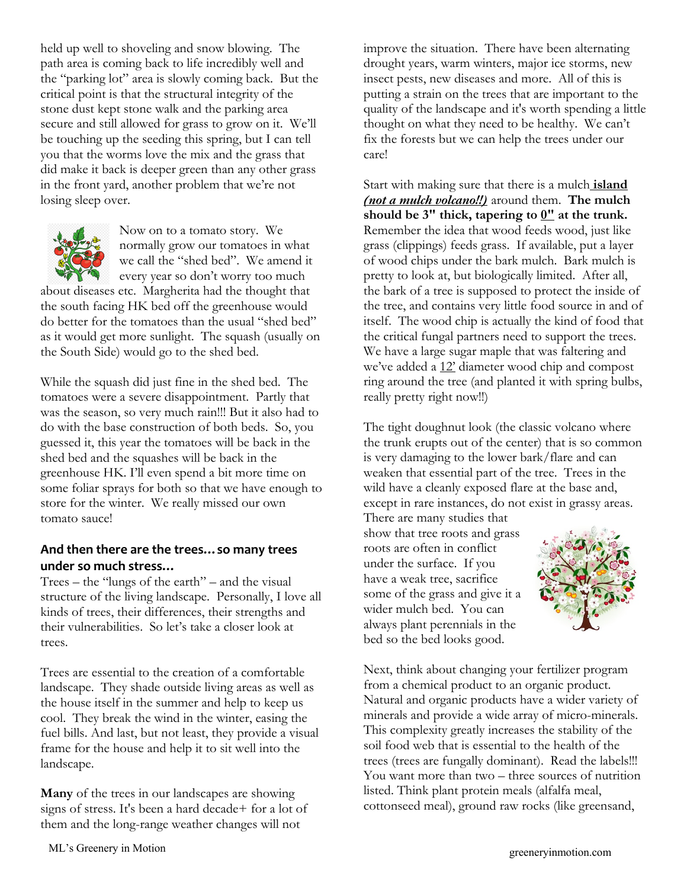held up well to shoveling and snow blowing. The path area is coming back to life incredibly well and the "parking lot" area is slowly coming back. But the critical point is that the structural integrity of the stone dust kept stone walk and the parking area secure and still allowed for grass to grow on it. We'll be touching up the seeding this spring, but I can tell you that the worms love the mix and the grass that did make it back is deeper green than any other grass in the front yard, another problem that we're not losing sleep over.

Now on to a tomato story. We normally grow our tomatoes in what we call the "shed bed". We amend it every year so don't worry too much about diseases etc. Margherita had the thought that the south facing HK bed off the greenhouse would do better for the tomatoes than the usual "shed bed" as it would get more sunlight. The squash (usually on the South Side) would go to the shed bed.

While the squash did just fine in the shed bed. The tomatoes were a severe disappointment. Partly that was the season, so very much rain!!! But it also had to do with the base construction of both beds. So, you guessed it, this year the tomatoes will be back in the shed bed and the squashes will be back in the greenhouse HK. I'll even spend a bit more time on some foliar sprays for both so that we have enough to store for the winter. We really missed our own tomato sauce!

## And then there are the trees…so many trees under so much stress…

Trees – the "lungs of the earth" – and the visual structure of the living landscape. Personally, I love all kinds of trees, their differences, their strengths and their vulnerabilities. So let's take a closer look at trees.

Trees are essential to the creation of a comfortable landscape. They shade outside living areas as well as the house itself in the summer and help to keep us cool. They break the wind in the winter, easing the fuel bills. And last, but not least, they provide a visual frame for the house and help it to sit well into the landscape.

**Many** of the trees in our landscapes are showing signs of stress. It's been a hard decade+ for a lot of them and the long-range weather changes will not improve the situation. There have been alternating drought years, warm winters, major ice storms, new insect pests, new diseases and more. All of this is putting a strain on the trees that are important to the quality of the landscape and it's worth spending a little thought on what they need to be healthy. We can't fix the forests but we can help the trees under our care!

Start with making sure that there is a mulch **island** ***(not a mulch volcano!!)*** around them. **The mulch should be 3" thick, tapering to 0" at the trunk.** Remember the idea that wood feeds wood, just like grass (clippings) feeds grass. If available, put a layer of wood chips under the bark mulch. Bark mulch is pretty to look at, but biologically limited. After all, the bark of a tree is supposed to protect the inside of the tree, and contains very little food source in and of itself. The wood chip is actually the kind of food that the critical fungal partners need to support the trees. We have a large sugar maple that was faltering and we've added a 12' diameter wood chip and compost ring around the tree (and planted it with spring bulbs, really pretty right now!!)

The tight doughnut look (the classic volcano where the trunk erupts out of the center) that is so common is very damaging to the lower bark/flare and can weaken that essential part of the tree. Trees in the wild have a cleanly exposed flare at the base and, except in rare instances, do not exist in grassy areas. There are many studies that show that tree roots and grass roots are often in conflict under the surface. If you have a weak tree, sacrifice some of the grass and give it a wider mulch bed. You can always plant perennials in the bed so the bed looks good.

Next, think about changing your fertilizer program from a chemical product to an organic product. Natural and organic products have a wider variety of minerals and provide a wide array of micro-minerals. This complexity greatly increases the stability of the soil food web that is essential to the health of the trees (trees are fungally dominant). Read the labels!!! You want more than two – three sources of nutrition listed. Think plant protein meals (alfalfa meal, cottonseed meal), ground raw rocks (like greensand,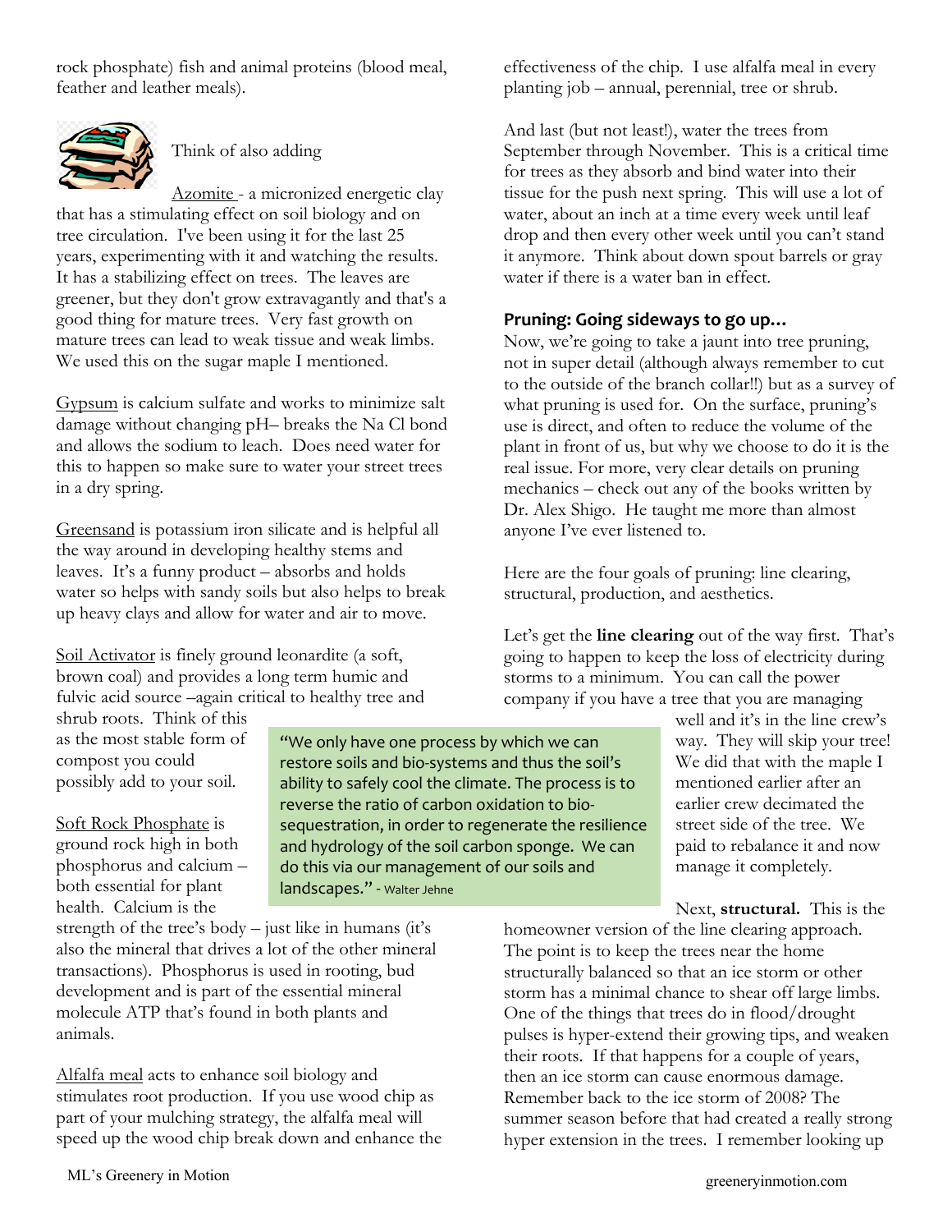rock phosphate) fish and animal proteins (blood meal, feather and leather meals).

Think of also adding

Azomite - a micronized energetic clay that has a stimulating effect on soil biology and on tree circulation. I've been using it for the last 25 years, experimenting with it and watching the results. It has a stabilizing effect on trees. The leaves are greener, but they don't grow extravagantly and that's a good thing for mature trees. Very fast growth on mature trees can lead to weak tissue and weak limbs. We used this on the sugar maple I mentioned.

Gypsum is calcium sulfate and works to minimize salt damage without changing pH– breaks the Na Cl bond and allows the sodium to leach. Does need water for this to happen so make sure to water your street trees in a dry spring.

Greensand is potassium iron silicate and is helpful all the way around in developing healthy stems and leaves. It's a funny product – absorbs and holds water so helps with sandy soils but also helps to break up heavy clays and allow for water and air to move.

Soil Activator is finely ground leonardite (a soft, brown coal) and provides a long term humic and fulvic acid source –again critical to healthy tree and shrub roots. Think of this as the most stable form of compost you could possibly add to your soil.

Soft Rock Phosphate is ground rock high in both phosphorus and calcium – both essential for plant health. Calcium is the strength of the tree's body – just like in humans (it's also the mineral that drives a lot of the other mineral transactions). Phosphorus is used in rooting, bud development and is part of the essential mineral molecule ATP that's found in both plants and animals.

Alfalfa meal acts to enhance soil biology and stimulates root production. If you use wood chip as part of your mulching strategy, the alfalfa meal will speed up the wood chip break down and enhance the effectiveness of the chip. I use alfalfa meal in every planting job – annual, perennial, tree or shrub.

And last (but not least!), water the trees from September through November. This is a critical time for trees as they absorb and bind water into their tissue for the push next spring. This will use a lot of water, about an inch at a time every week until leaf drop and then every other week until you can't stand it anymore. Think about down spout barrels or gray water if there is a water ban in effect.

> "We only have one process by which we can restore soils and bio-systems and thus the soil's ability to safely cool the climate. The process is to reverse the ratio of carbon oxidation to bio-sequestration, in order to regenerate the resilience and hydrology of the soil carbon sponge. We can do this via our management of our soils and landscapes." - Walter Jehne

### Pruning: Going sideways to go up…

Now, we're going to take a jaunt into tree pruning, not in super detail (although always remember to cut to the outside of the branch collar!!) but as a survey of what pruning is used for. On the surface, pruning's use is direct, and often to reduce the volume of the plant in front of us, but why we choose to do it is the real issue. For more, very clear details on pruning mechanics – check out any of the books written by Dr. Alex Shigo. He taught me more than almost anyone I've ever listened to.

Here are the four goals of pruning: line clearing, structural, production, and aesthetics.

Let's get the **line clearing** out of the way first. That's going to happen to keep the loss of electricity during storms to a minimum. You can call the power company if you have a tree that you are managing well and it's in the line crew's way. They will skip your tree! We did that with the maple I mentioned earlier after an earlier crew decimated the street side of the tree. We paid to rebalance it and now manage it completely.

Next, **structural.** This is the homeowner version of the line clearing approach. The point is to keep the trees near the home structurally balanced so that an ice storm or other storm has a minimal chance to shear off large limbs. One of the things that trees do in flood/drought pulses is hyper-extend their growing tips, and weaken their roots. If that happens for a couple of years, then an ice storm can cause enormous damage. Remember back to the ice storm of 2008? The summer season before that had created a really strong hyper extension in the trees. I remember looking up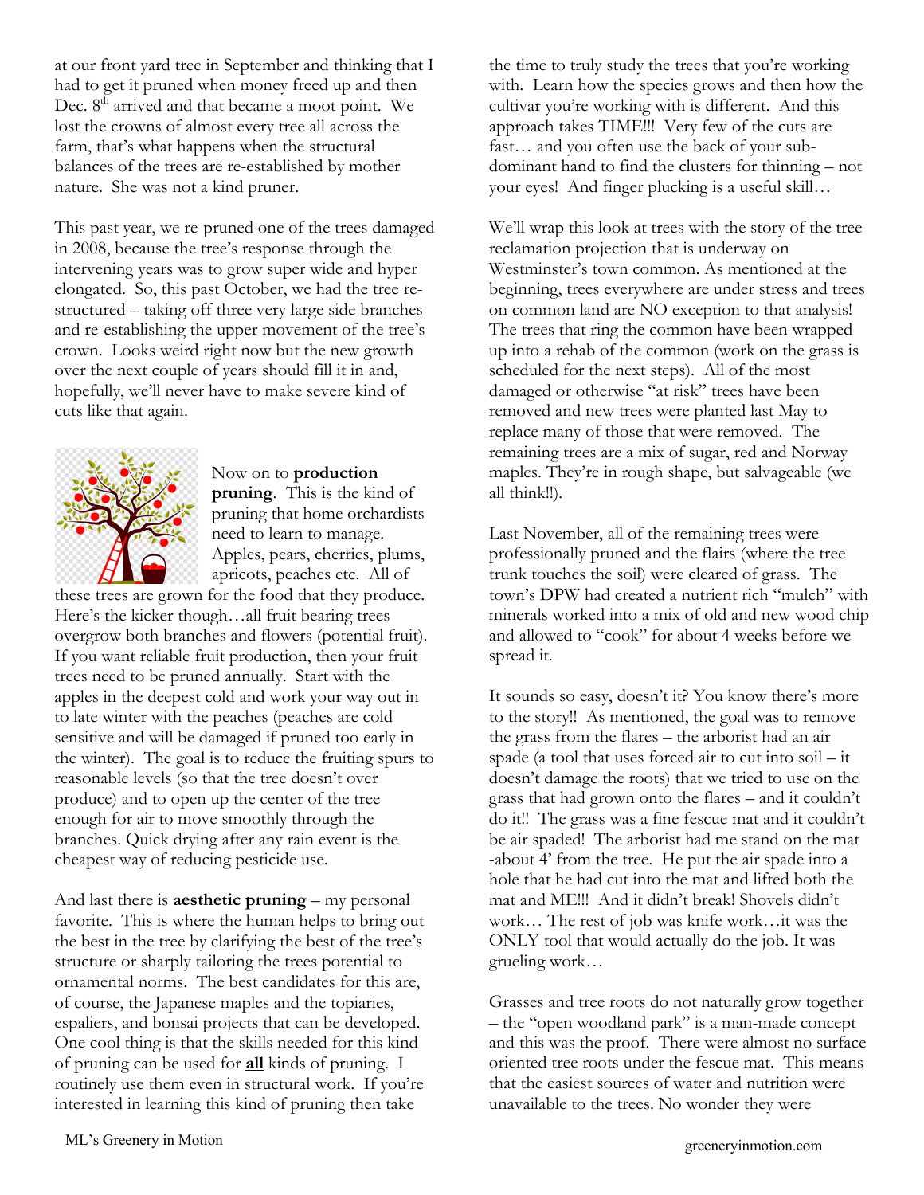at our front yard tree in September and thinking that I had to get it pruned when money freed up and then Dec. 8th arrived and that became a moot point. We lost the crowns of almost every tree all across the farm, that's what happens when the structural balances of the trees are re-established by mother nature. She was not a kind pruner.

This past year, we re-pruned one of the trees damaged in 2008, because the tree's response through the intervening years was to grow super wide and hyper elongated. So, this past October, we had the tree re-structured – taking off three very large side branches and re-establishing the upper movement of the tree's crown. Looks weird right now but the new growth over the next couple of years should fill it in and, hopefully, we'll never have to make severe kind of cuts like that again.

Now on to **production pruning**. This is the kind of pruning that home orchardists need to learn to manage. Apples, pears, cherries, plums, apricots, peaches etc. All of these trees are grown for the food that they produce. Here's the kicker though…all fruit bearing trees overgrow both branches and flowers (potential fruit). If you want reliable fruit production, then your fruit trees need to be pruned annually. Start with the apples in the deepest cold and work your way out in to late winter with the peaches (peaches are cold sensitive and will be damaged if pruned too early in the winter). The goal is to reduce the fruiting spurs to reasonable levels (so that the tree doesn't over produce) and to open up the center of the tree enough for air to move smoothly through the branches. Quick drying after any rain event is the cheapest way of reducing pesticide use.

And last there is **aesthetic pruning** – my personal favorite. This is where the human helps to bring out the best in the tree by clarifying the best of the tree's structure or sharply tailoring the trees potential to ornamental norms. The best candidates for this are, of course, the Japanese maples and the topiaries, espaliers, and bonsai projects that can be developed. One cool thing is that the skills needed for this kind of pruning can be used for **all** kinds of pruning. I routinely use them even in structural work. If you're interested in learning this kind of pruning then take the time to truly study the trees that you're working with. Learn how the species grows and then how the cultivar you're working with is different. And this approach takes TIME!!! Very few of the cuts are fast… and you often use the back of your sub-dominant hand to find the clusters for thinning – not your eyes! And finger plucking is a useful skill…

We'll wrap this look at trees with the story of the tree reclamation projection that is underway on Westminster's town common. As mentioned at the beginning, trees everywhere are under stress and trees on common land are NO exception to that analysis! The trees that ring the common have been wrapped up into a rehab of the common (work on the grass is scheduled for the next steps). All of the most damaged or otherwise "at risk" trees have been removed and new trees were planted last May to replace many of those that were removed. The remaining trees are a mix of sugar, red and Norway maples. They're in rough shape, but salvageable (we all think!!).

Last November, all of the remaining trees were professionally pruned and the flairs (where the tree trunk touches the soil) were cleared of grass. The town's DPW had created a nutrient rich "mulch" with minerals worked into a mix of old and new wood chip and allowed to "cook" for about 4 weeks before we spread it.

It sounds so easy, doesn't it? You know there's more to the story!! As mentioned, the goal was to remove the grass from the flares – the arborist had an air spade (a tool that uses forced air to cut into soil – it doesn't damage the roots) that we tried to use on the grass that had grown onto the flares – and it couldn't do it!! The grass was a fine fescue mat and it couldn't be air spaded! The arborist had me stand on the mat -about 4' from the tree. He put the air spade into a hole that he had cut into the mat and lifted both the mat and ME!!! And it didn't break! Shovels didn't work… The rest of job was knife work…it was the ONLY tool that would actually do the job. It was grueling work…

Grasses and tree roots do not naturally grow together – the "open woodland park" is a man-made concept and this was the proof. There were almost no surface oriented tree roots under the fescue mat. This means that the easiest sources of water and nutrition were unavailable to the trees. No wonder they were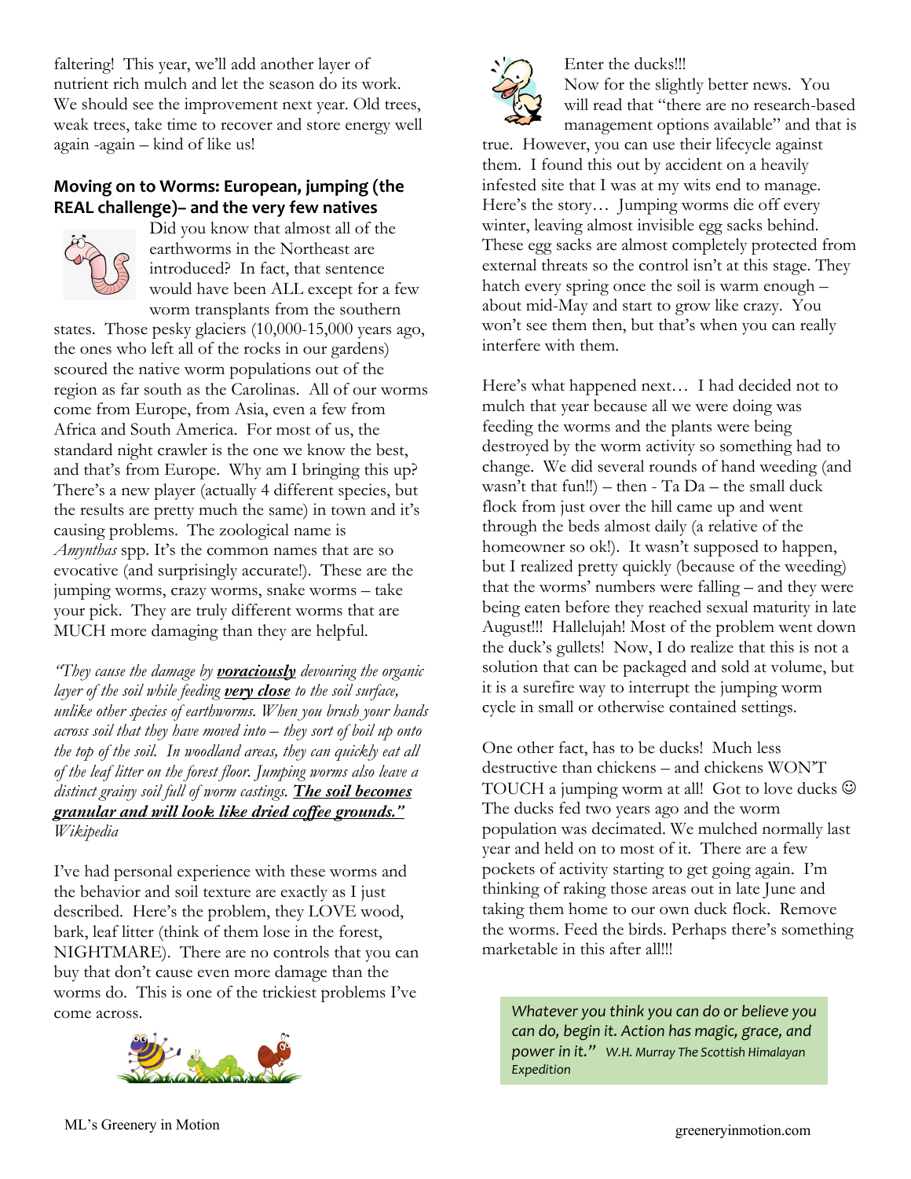faltering! This year, we'll add another layer of nutrient rich mulch and let the season do its work. We should see the improvement next year. Old trees, weak trees, take time to recover and store energy well again -again – kind of like us!

## Moving on to Worms: European, jumping (the REAL challenge)– and the very few natives

Did you know that almost all of the earthworms in the Northeast are introduced? In fact, that sentence would have been ALL except for a few worm transplants from the southern states. Those pesky glaciers (10,000-15,000 years ago, the ones who left all of the rocks in our gardens) scoured the native worm populations out of the region as far south as the Carolinas. All of our worms come from Europe, from Asia, even a few from Africa and South America. For most of us, the standard night crawler is the one we know the best, and that's from Europe. Why am I bringing this up? There's a new player (actually 4 different species, but the results are pretty much the same) in town and it's causing problems. The zoological name is *Amynthas* spp. It's the common names that are so evocative (and surprisingly accurate!). These are the jumping worms, crazy worms, snake worms – take your pick. They are truly different worms that are MUCH more damaging than they are helpful.

*"They cause the damage by **voraciously** devouring the organic layer of the soil while feeding **very close** to the soil surface, unlike other species of earthworms. When you brush your hands across soil that they have moved into – they sort of boil up onto the top of the soil. In woodland areas, they can quickly eat all of the leaf litter on the forest floor. Jumping worms also leave a distinct grainy soil full of worm castings. **The soil becomes granular and will look like dried coffee grounds."** Wikipedia*

I've had personal experience with these worms and the behavior and soil texture are exactly as I just described. Here's the problem, they LOVE wood, bark, leaf litter (think of them lose in the forest, NIGHTMARE). There are no controls that you can buy that don't cause even more damage than the worms do. This is one of the trickiest problems I've come across.

Enter the ducks!!!

Now for the slightly better news. You will read that "there are no research-based management options available" and that is true. However, you can use their lifecycle against them. I found this out by accident on a heavily infested site that I was at my wits end to manage. Here's the story… Jumping worms die off every winter, leaving almost invisible egg sacks behind. These egg sacks are almost completely protected from external threats so the control isn't at this stage. They hatch every spring once the soil is warm enough – about mid-May and start to grow like crazy. You won't see them then, but that's when you can really interfere with them.

Here's what happened next… I had decided not to mulch that year because all we were doing was feeding the worms and the plants were being destroyed by the worm activity so something had to change. We did several rounds of hand weeding (and wasn't that fun!!) – then - Ta Da – the small duck flock from just over the hill came up and went through the beds almost daily (a relative of the homeowner so ok!). It wasn't supposed to happen, but I realized pretty quickly (because of the weeding) that the worms' numbers were falling – and they were being eaten before they reached sexual maturity in late August!!! Hallelujah! Most of the problem went down the duck's gullets! Now, I do realize that this is not a solution that can be packaged and sold at volume, but it is a surefire way to interrupt the jumping worm cycle in small or otherwise contained settings.

One other fact, has to be ducks! Much less destructive than chickens – and chickens WON'T TOUCH a jumping worm at all! Got to love ducks ☺ The ducks fed two years ago and the worm population was decimated. We mulched normally last year and held on to most of it. There are a few pockets of activity starting to get going again. I'm thinking of raking those areas out in late June and taking them home to our own duck flock. Remove the worms. Feed the birds. Perhaps there's something marketable in this after all!!!

> *Whatever you think you can do or believe you can do, begin it. Action has magic, grace, and power in it."* W.H. Murray The Scottish Himalayan Expedition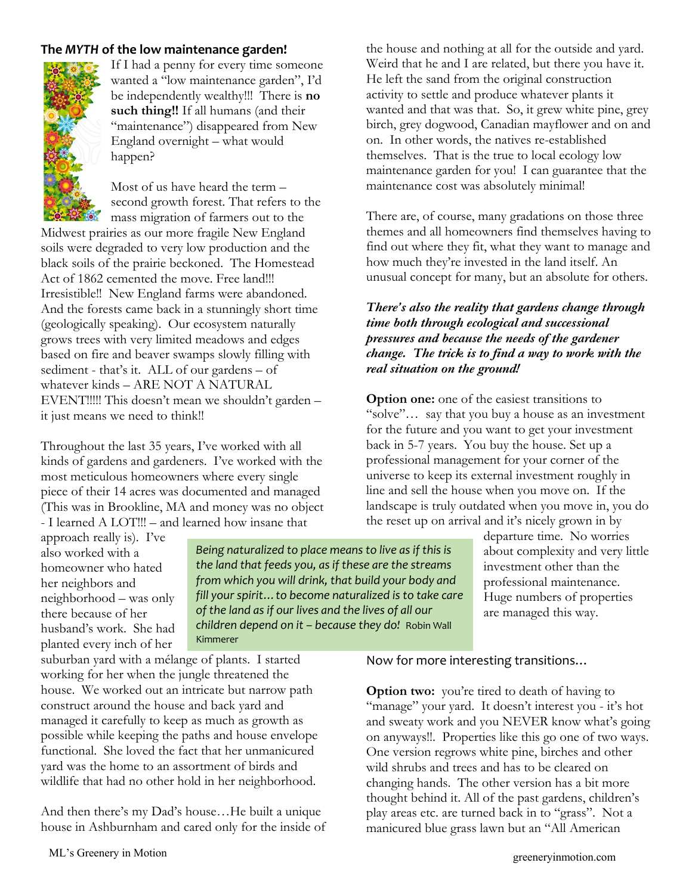## The *MYTH* of the low maintenance garden!

If I had a penny for every time someone wanted a "low maintenance garden", I'd be independently wealthy!!! There is **no such thing!!** If all humans (and their "maintenance") disappeared from New England overnight – what would happen?

Most of us have heard the term – second growth forest. That refers to the mass migration of farmers out to the Midwest prairies as our more fragile New England soils were degraded to very low production and the black soils of the prairie beckoned. The Homestead Act of 1862 cemented the move. Free land!!! Irresistible!! New England farms were abandoned. And the forests came back in a stunningly short time (geologically speaking). Our ecosystem naturally grows trees with very limited meadows and edges based on fire and beaver swamps slowly filling with sediment - that's it. ALL of our gardens – of whatever kinds – ARE NOT A NATURAL EVENT!!!!! This doesn't mean we shouldn't garden – it just means we need to think!!

Throughout the last 35 years, I've worked with all kinds of gardens and gardeners. I've worked with the most meticulous homeowners where every single piece of their 14 acres was documented and managed (This was in Brookline, MA and money was no object - I learned A LOT!!! – and learned how insane that approach really is). I've also worked with a homeowner who hated her neighbors and neighborhood – was only there because of her husband's work. She had planted every inch of her suburban yard with a mélange of plants. I started working for her when the jungle threatened the house. We worked out an intricate but narrow path construct around the house and back yard and managed it carefully to keep as much as possible while keeping the paths and house envelope functional. She loved the fact that her unmanicured yard was the home to an assortment of birds and wildlife that had no other hold in her neighborhood.

> *Being naturalized to place means to live as if this is the land that feeds you, as if these are the streams from which you will drink, that build your body and fill your spirit…to become naturalized is to take care of the land as if our lives and the lives of all our children depend on it – because they do!* Robin Wall Kimmerer

And then there's my Dad's house…He built a unique house in Ashburnham and cared only for the inside of the house and nothing at all for the outside and yard. Weird that he and I are related, but there you have it. He left the sand from the original construction activity to settle and produce whatever plants it wanted and that was that. So, it grew white pine, grey birch, grey dogwood, Canadian mayflower and on and on. In other words, the natives re-established themselves. That is the true to local ecology low maintenance garden for you! I can guarantee that the maintenance cost was absolutely minimal!

There are, of course, many gradations on those three themes and all homeowners find themselves having to find out where they fit, what they want to manage and how much they're invested in the land itself. An unusual concept for many, but an absolute for others.

***There's also the reality that gardens change through time both through ecological and successional pressures and because the needs of the gardener change. The trick is to find a way to work with the real situation on the ground!***

**Option one:** one of the easiest transitions to "solve"… say that you buy a house as an investment for the future and you want to get your investment back in 5-7 years. You buy the house. Set up a professional management for your corner of the universe to keep its external investment roughly in line and sell the house when you move on. If the landscape is truly outdated when you move in, you do the reset up on arrival and it's nicely grown in by departure time. No worries about complexity and very little investment other than the professional maintenance. Huge numbers of properties are managed this way.

Now for more interesting transitions…

**Option two:** you're tired to death of having to "manage" your yard. It doesn't interest you - it's hot and sweaty work and you NEVER know what's going on anyways!!. Properties like this go one of two ways. One version regrows white pine, birches and other wild shrubs and trees and has to be cleared on changing hands. The other version has a bit more thought behind it. All of the past gardens, children's play areas etc. are turned back in to "grass". Not a manicured blue grass lawn but an "All American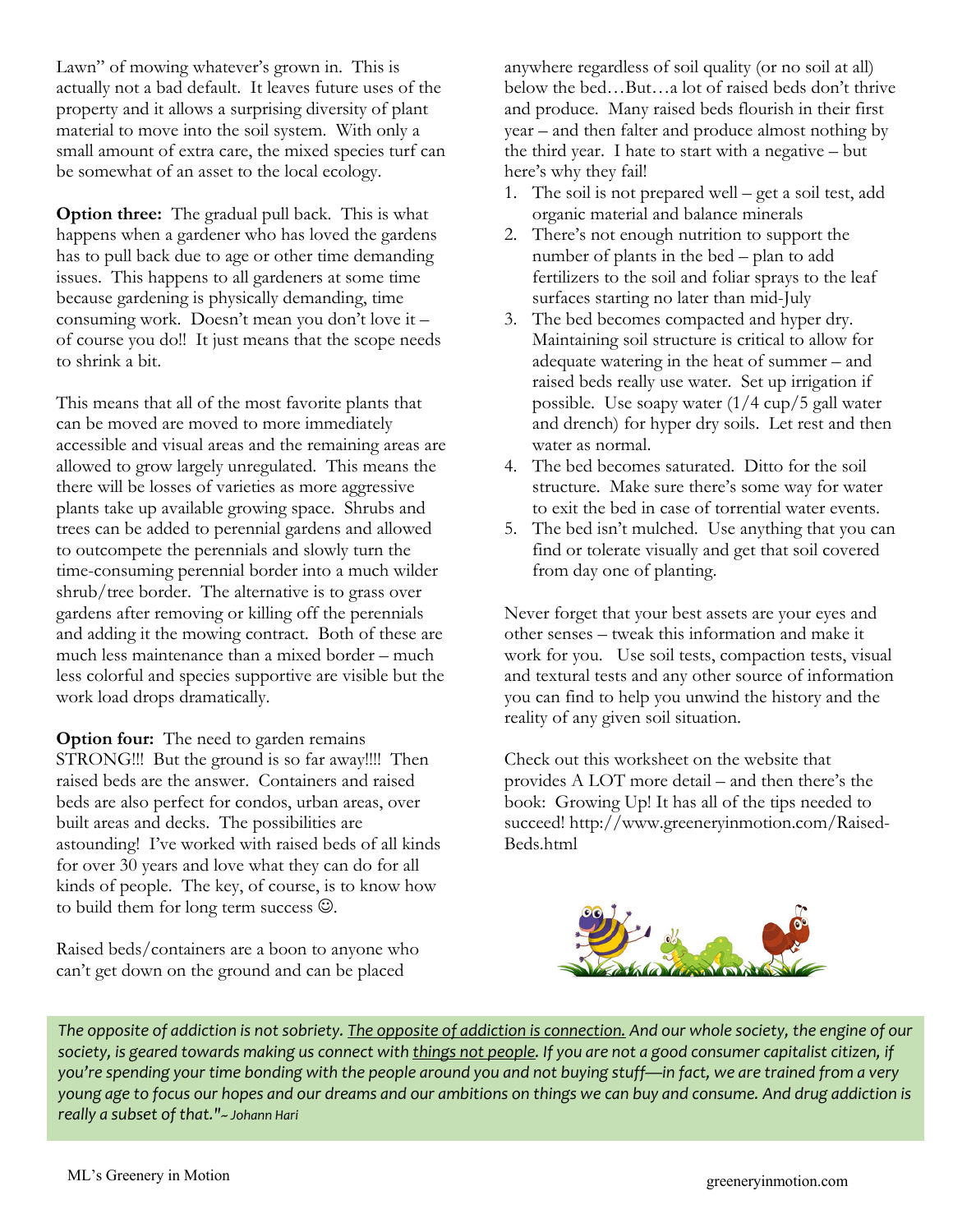Lawn" of mowing whatever's grown in. This is actually not a bad default. It leaves future uses of the property and it allows a surprising diversity of plant material to move into the soil system. With only a small amount of extra care, the mixed species turf can be somewhat of an asset to the local ecology.

**Option three:** The gradual pull back. This is what happens when a gardener who has loved the gardens has to pull back due to age or other time demanding issues. This happens to all gardeners at some time because gardening is physically demanding, time consuming work. Doesn't mean you don't love it – of course you do!! It just means that the scope needs to shrink a bit.

This means that all of the most favorite plants that can be moved are moved to more immediately accessible and visual areas and the remaining areas are allowed to grow largely unregulated. This means the there will be losses of varieties as more aggressive plants take up available growing space. Shrubs and trees can be added to perennial gardens and allowed to outcompete the perennials and slowly turn the time-consuming perennial border into a much wilder shrub/tree border. The alternative is to grass over gardens after removing or killing off the perennials and adding it the mowing contract. Both of these are much less maintenance than a mixed border – much less colorful and species supportive are visible but the work load drops dramatically.

**Option four:** The need to garden remains STRONG!!! But the ground is so far away!!!! Then raised beds are the answer. Containers and raised beds are also perfect for condos, urban areas, over built areas and decks. The possibilities are astounding! I've worked with raised beds of all kinds for over 30 years and love what they can do for all kinds of people. The key, of course, is to know how to build them for long term success ☺.

Raised beds/containers are a boon to anyone who can't get down on the ground and can be placed anywhere regardless of soil quality (or no soil at all) below the bed…But…a lot of raised beds don't thrive and produce. Many raised beds flourish in their first year – and then falter and produce almost nothing by the third year. I hate to start with a negative – but here's why they fail!

1. The soil is not prepared well – get a soil test, add organic material and balance minerals
2. There's not enough nutrition to support the number of plants in the bed – plan to add fertilizers to the soil and foliar sprays to the leaf surfaces starting no later than mid-July
3. The bed becomes compacted and hyper dry. Maintaining soil structure is critical to allow for adequate watering in the heat of summer – and raised beds really use water. Set up irrigation if possible. Use soapy water (1/4 cup/5 gall water and drench) for hyper dry soils. Let rest and then water as normal.
4. The bed becomes saturated. Ditto for the soil structure. Make sure there's some way for water to exit the bed in case of torrential water events.
5. The bed isn't mulched. Use anything that you can find or tolerate visually and get that soil covered from day one of planting.

Never forget that your best assets are your eyes and other senses – tweak this information and make it work for you. Use soil tests, compaction tests, visual and textural tests and any other source of information you can find to help you unwind the history and the reality of any given soil situation.

Check out this worksheet on the website that provides A LOT more detail – and then there's the book: Growing Up! It has all of the tips needed to succeed! http://www.greeneryinmotion.com/Raised-Beds.html

*The opposite of addiction is not sobriety. The opposite of addiction is connection. And our whole society, the engine of our society, is geared towards making us connect with things not people. If you are not a good consumer capitalist citizen, if you're spending your time bonding with the people around you and not buying stuff—in fact, we are trained from a very young age to focus our hopes and our dreams and our ambitions on things we can buy and consume. And drug addiction is really a subset of that."~ Johann Hari*